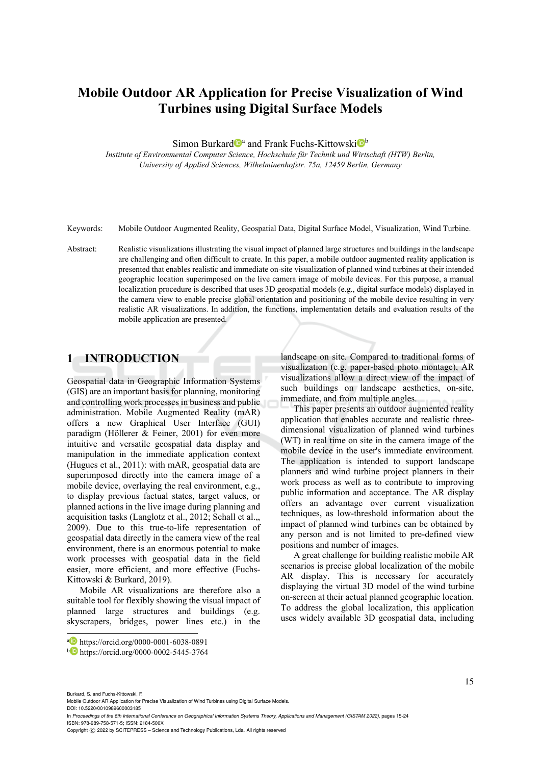# Mobile Outdoor AR Application for Precise Visualization of Wind Turbines using Digital Surface Models

Simon Burkard[a] and Frank Fuchs-Kittowski[b]

*Institute of Environmental Computer Science, Hochschule für Technik und Wirtschaft (HTW) Berlin, University of Applied Sciences, Wilhelminenhofstr. 75a, 12459 Berlin, Germany*

Keywords: Mobile Outdoor Augmented Reality, Geospatial Data, Digital Surface Model, Visualization, Wind Turbine.

Abstract: Realistic visualizations illustrating the visual impact of planned large structures and buildings in the landscape are challenging and often difficult to create. In this paper, a mobile outdoor augmented reality application is presented that enables realistic and immediate on-site visualization of planned wind turbines at their intended geographic location superimposed on the live camera image of mobile devices. For this purpose, a manual localization procedure is described that uses 3D geospatial models (e.g., digital surface models) displayed in the camera view to enable precise global orientation and positioning of the mobile device resulting in very realistic AR visualizations. In addition, the functions, implementation details and evaluation results of the mobile application are presented.

## 1 INTRODUCTION

Geospatial data in Geographic Information Systems (GIS) are an important basis for planning, monitoring and controlling work processes in business and public administration. Mobile Augmented Reality (mAR) offers a new Graphical User Interface (GUI) paradigm (Höllerer & Feiner, 2001) for even more intuitive and versatile geospatial data display and manipulation in the immediate application context (Hugues et al., 2011): with mAR, geospatial data are superimposed directly into the camera image of a mobile device, overlaying the real environment, e.g., to display previous factual states, target values, or planned actions in the live image during planning and acquisition tasks (Langlotz et al., 2012; Schall et al.,, 2009). Due to this true-to-life representation of geospatial data directly in the camera view of the real environment, there is an enormous potential to make work processes with geospatial data in the field easier, more efficient, and more effective (Fuchs-Kittowski & Burkard, 2019).

Mobile AR visualizations are therefore also a suitable tool for flexibly showing the visual impact of planned large structures and buildings (e.g. skyscrapers, bridges, power lines etc.) in the landscape on site. Compared to traditional forms of visualization (e.g. paper-based photo montage), AR visualizations allow a direct view of the impact of such buildings on landscape aesthetics, on-site, immediate, and from multiple angles.

This paper presents an outdoor augmented reality application that enables accurate and realistic three-dimensional visualization of planned wind turbines (WT) in real time on site in the camera image of the mobile device in the user's immediate environment. The application is intended to support landscape planners and wind turbine project planners in their work process as well as to contribute to improving public information and acceptance. The AR display offers an advantage over current visualization techniques, as low-threshold information about the impact of planned wind turbines can be obtained by any person and is not limited to pre-defined view positions and number of images.

A great challenge for building realistic mobile AR scenarios is precise global localization of the mobile AR display. This is necessary for accurately displaying the virtual 3D model of the wind turbine on-screen at their actual planned geographic location. To address the global localization, this application uses widely available 3D geospatial data, including

[a] https://orcid.org/0000-0001-6038-0891

[b] https://orcid.org/0000-0002-5445-3764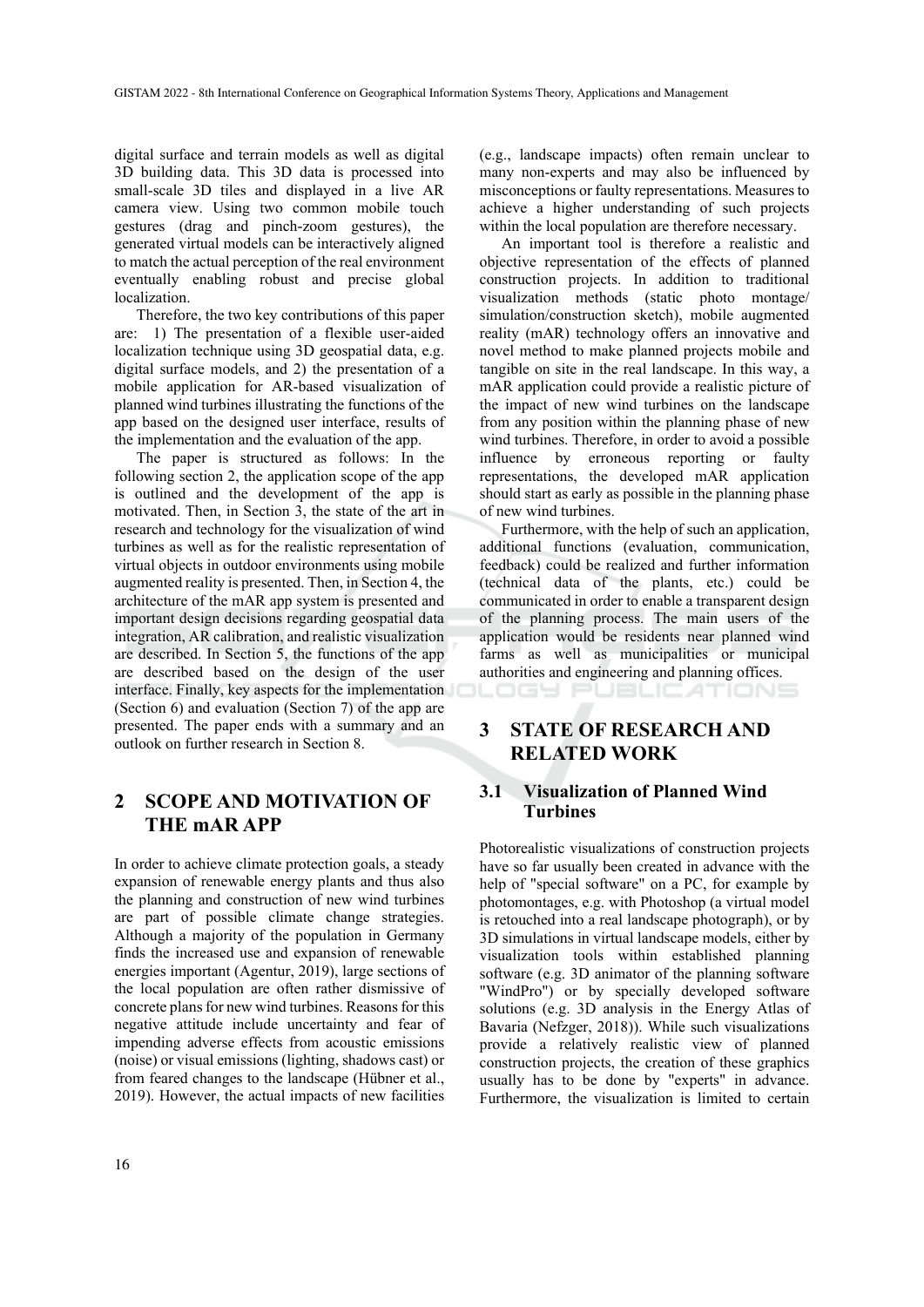digital surface and terrain models as well as digital 3D building data. This 3D data is processed into small-scale 3D tiles and displayed in a live AR camera view. Using two common mobile touch gestures (drag and pinch-zoom gestures), the generated virtual models can be interactively aligned to match the actual perception of the real environment eventually enabling robust and precise global localization.

Therefore, the two key contributions of this paper are: 1) The presentation of a flexible user-aided localization technique using 3D geospatial data, e.g. digital surface models, and 2) the presentation of a mobile application for AR-based visualization of planned wind turbines illustrating the functions of the app based on the designed user interface, results of the implementation and the evaluation of the app.

The paper is structured as follows: In the following section 2, the application scope of the app is outlined and the development of the app is motivated. Then, in Section 3, the state of the art in research and technology for the visualization of wind turbines as well as for the realistic representation of virtual objects in outdoor environments using mobile augmented reality is presented. Then, in Section 4, the architecture of the mAR app system is presented and important design decisions regarding geospatial data integration, AR calibration, and realistic visualization are described. In Section 5, the functions of the app are described based on the design of the user interface. Finally, key aspects for the implementation (Section 6) and evaluation (Section 7) of the app are presented. The paper ends with a summary and an outlook on further research in Section 8.

## 2 SCOPE AND MOTIVATION OF THE mAR APP

In order to achieve climate protection goals, a steady expansion of renewable energy plants and thus also the planning and construction of new wind turbines are part of possible climate change strategies. Although a majority of the population in Germany finds the increased use and expansion of renewable energies important (Agentur, 2019), large sections of the local population are often rather dismissive of concrete plans for new wind turbines. Reasons for this negative attitude include uncertainty and fear of impending adverse effects from acoustic emissions (noise) or visual emissions (lighting, shadows cast) or from feared changes to the landscape (Hübner et al., 2019). However, the actual impacts of new facilities (e.g., landscape impacts) often remain unclear to many non-experts and may also be influenced by misconceptions or faulty representations. Measures to achieve a higher understanding of such projects within the local population are therefore necessary.

An important tool is therefore a realistic and objective representation of the effects of planned construction projects. In addition to traditional visualization methods (static photo montage/ simulation/construction sketch), mobile augmented reality (mAR) technology offers an innovative and novel method to make planned projects mobile and tangible on site in the real landscape. In this way, a mAR application could provide a realistic picture of the impact of new wind turbines on the landscape from any position within the planning phase of new wind turbines. Therefore, in order to avoid a possible influence by erroneous reporting or faulty representations, the developed mAR application should start as early as possible in the planning phase of new wind turbines.

Furthermore, with the help of such an application, additional functions (evaluation, communication, feedback) could be realized and further information (technical data of the plants, etc.) could be communicated in order to enable a transparent design of the planning process. The main users of the application would be residents near planned wind farms as well as municipalities or municipal authorities and engineering and planning offices.

## 3 STATE OF RESEARCH AND RELATED WORK

### 3.1 Visualization of Planned Wind Turbines

Photorealistic visualizations of construction projects have so far usually been created in advance with the help of "special software" on a PC, for example by photomontages, e.g. with Photoshop (a virtual model is retouched into a real landscape photograph), or by 3D simulations in virtual landscape models, either by visualization tools within established planning software (e.g. 3D animator of the planning software "WindPro") or by specially developed software solutions (e.g. 3D analysis in the Energy Atlas of Bavaria (Nefzger, 2018)). While such visualizations provide a relatively realistic view of planned construction projects, the creation of these graphics usually has to be done by "experts" in advance. Furthermore, the visualization is limited to certain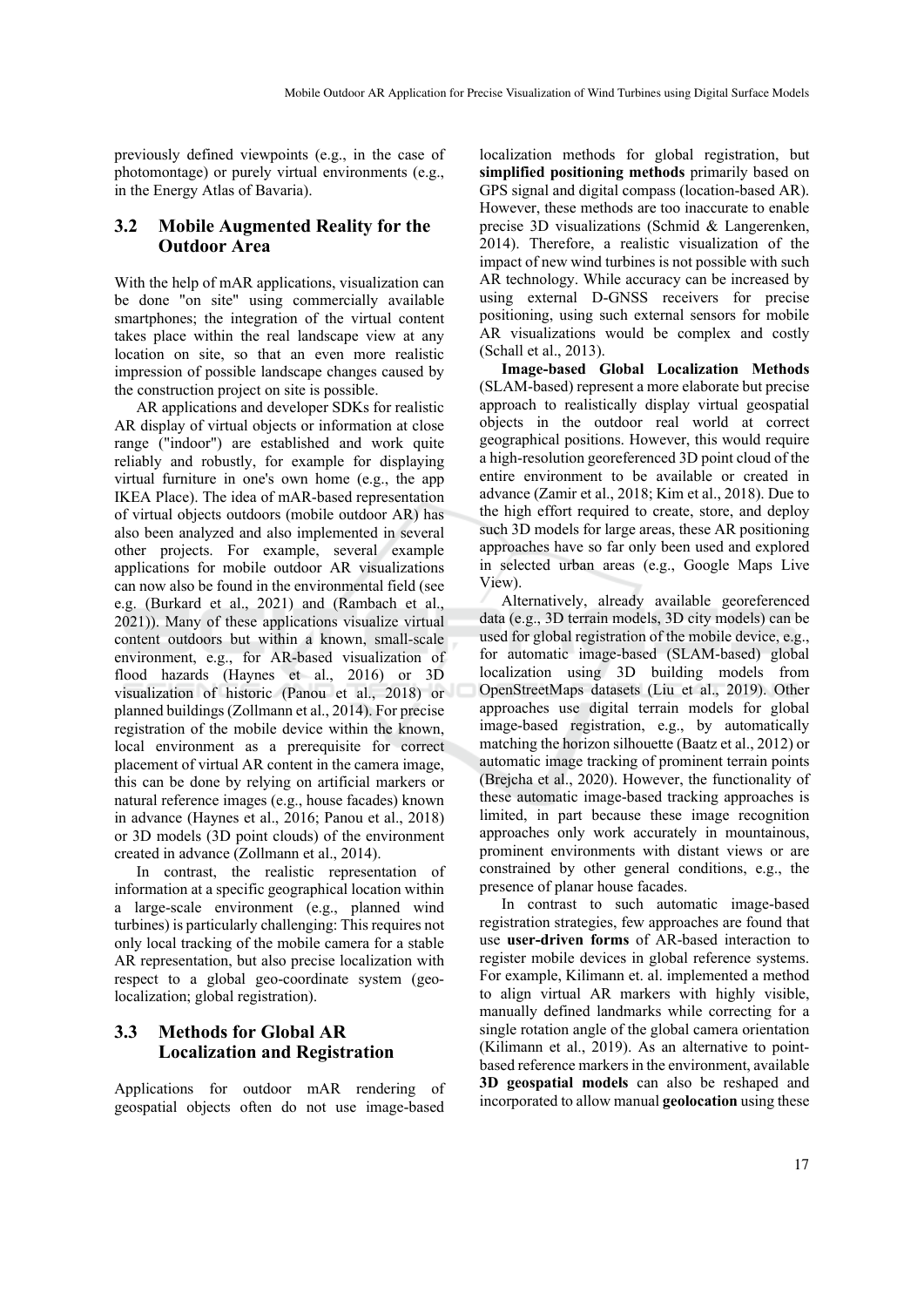previously defined viewpoints (e.g., in the case of photomontage) or purely virtual environments (e.g., in the Energy Atlas of Bavaria).

## 3.2 Mobile Augmented Reality for the Outdoor Area

With the help of mAR applications, visualization can be done "on site" using commercially available smartphones; the integration of the virtual content takes place within the real landscape view at any location on site, so that an even more realistic impression of possible landscape changes caused by the construction project on site is possible.

AR applications and developer SDKs for realistic AR display of virtual objects or information at close range ("indoor") are established and work quite reliably and robustly, for example for displaying virtual furniture in one's own home (e.g., the app IKEA Place). The idea of mAR-based representation of virtual objects outdoors (mobile outdoor AR) has also been analyzed and also implemented in several other projects. For example, several example applications for mobile outdoor AR visualizations can now also be found in the environmental field (see e.g. (Burkard et al., 2021) and (Rambach et al., 2021)). Many of these applications visualize virtual content outdoors but within a known, small-scale environment, e.g., for AR-based visualization of flood hazards (Haynes et al., 2016) or 3D visualization of historic (Panou et al., 2018) or planned buildings (Zollmann et al., 2014). For precise registration of the mobile device within the known, local environment as a prerequisite for correct placement of virtual AR content in the camera image, this can be done by relying on artificial markers or natural reference images (e.g., house facades) known in advance (Haynes et al., 2016; Panou et al., 2018) or 3D models (3D point clouds) of the environment created in advance (Zollmann et al., 2014).

In contrast, the realistic representation of information at a specific geographical location within a large-scale environment (e.g., planned wind turbines) is particularly challenging: This requires not only local tracking of the mobile camera for a stable AR representation, but also precise localization with respect to a global geo-coordinate system (geo-localization; global registration).

## 3.3 Methods for Global AR Localization and Registration

Applications for outdoor mAR rendering of geospatial objects often do not use image-based localization methods for global registration, but **simplified positioning methods** primarily based on GPS signal and digital compass (location-based AR). However, these methods are too inaccurate to enable precise 3D visualizations (Schmid & Langerenken, 2014). Therefore, a realistic visualization of the impact of new wind turbines is not possible with such AR technology. While accuracy can be increased by using external D-GNSS receivers for precise positioning, using such external sensors for mobile AR visualizations would be complex and costly (Schall et al., 2013).

**Image-based Global Localization Methods** (SLAM-based) represent a more elaborate but precise approach to realistically display virtual geospatial objects in the outdoor real world at correct geographical positions. However, this would require a high-resolution georeferenced 3D point cloud of the entire environment to be available or created in advance (Zamir et al., 2018; Kim et al., 2018). Due to the high effort required to create, store, and deploy such 3D models for large areas, these AR positioning approaches have so far only been used and explored in selected urban areas (e.g., Google Maps Live View).

Alternatively, already available georeferenced data (e.g., 3D terrain models, 3D city models) can be used for global registration of the mobile device, e.g., for automatic image-based (SLAM-based) global localization using 3D building models from OpenStreetMaps datasets (Liu et al., 2019). Other approaches use digital terrain models for global image-based registration, e.g., by automatically matching the horizon silhouette (Baatz et al., 2012) or automatic image tracking of prominent terrain points (Brejcha et al., 2020). However, the functionality of these automatic image-based tracking approaches is limited, in part because these image recognition approaches only work accurately in mountainous, prominent environments with distant views or are constrained by other general conditions, e.g., the presence of planar house facades.

In contrast to such automatic image-based registration strategies, few approaches are found that use **user-driven forms** of AR-based interaction to register mobile devices in global reference systems. For example, Kilimann et. al. implemented a method to align virtual AR markers with highly visible, manually defined landmarks while correcting for a single rotation angle of the global camera orientation (Kilimann et al., 2019). As an alternative to point-based reference markers in the environment, available **3D geospatial models** can also be reshaped and incorporated to allow manual **geolocation** using these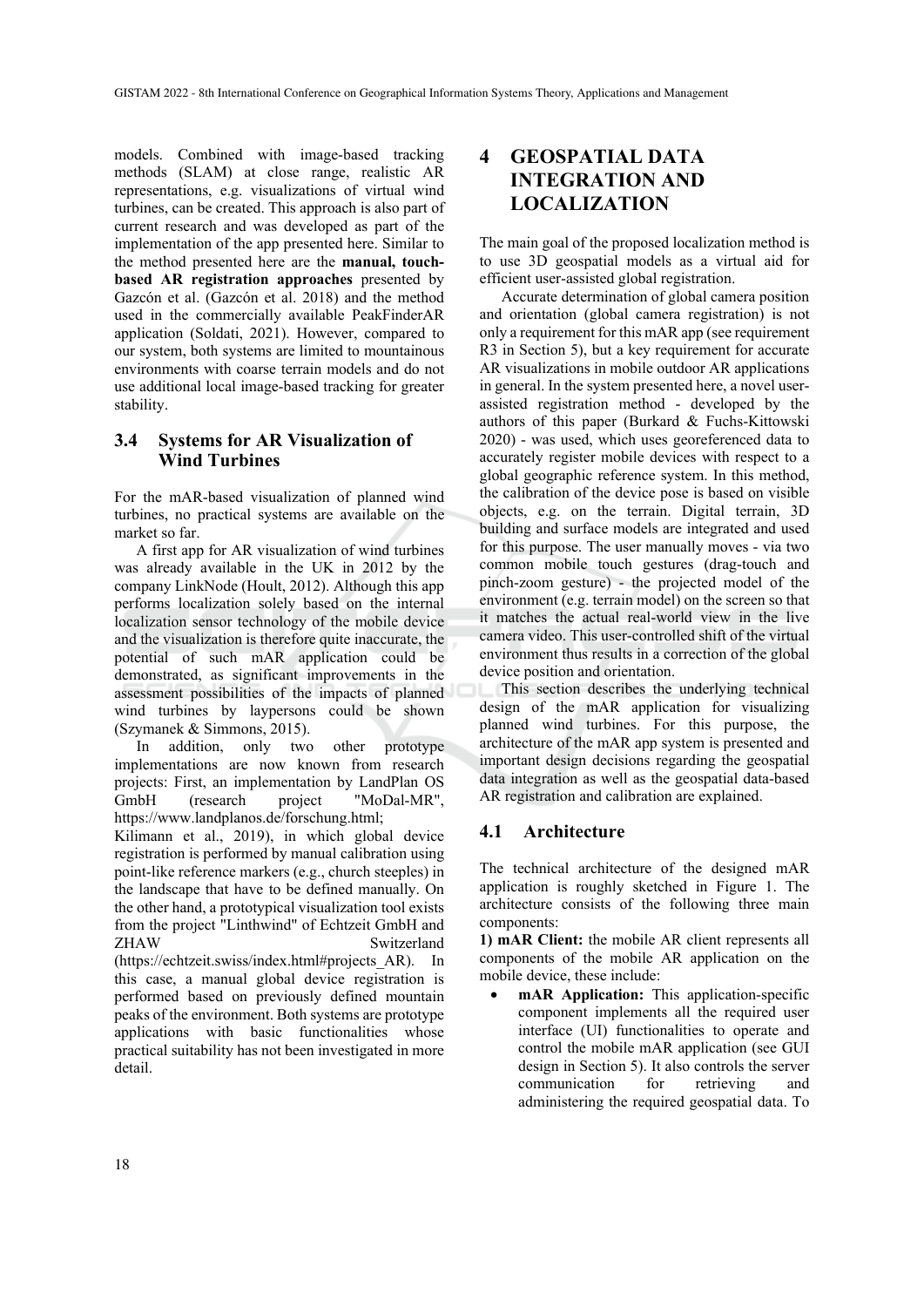models. Combined with image-based tracking methods (SLAM) at close range, realistic AR representations, e.g. visualizations of virtual wind turbines, can be created. This approach is also part of current research and was developed as part of the implementation of the app presented here. Similar to the method presented here are the **manual, touch-based AR registration approaches** presented by Gazcón et al. (Gazcón et al. 2018) and the method used in the commercially available PeakFinderAR application (Soldati, 2021). However, compared to our system, both systems are limited to mountainous environments with coarse terrain models and do not use additional local image-based tracking for greater stability.

### 3.4 Systems for AR Visualization of Wind Turbines

For the mAR-based visualization of planned wind turbines, no practical systems are available on the market so far.

A first app for AR visualization of wind turbines was already available in the UK in 2012 by the company LinkNode (Hoult, 2012). Although this app performs localization solely based on the internal localization sensor technology of the mobile device and the visualization is therefore quite inaccurate, the potential of such mAR application could be demonstrated, as significant improvements in the assessment possibilities of the impacts of planned wind turbines by laypersons could be shown (Szymanek & Simmons, 2015).

In addition, only two other prototype implementations are now known from research projects: First, an implementation by LandPlan OS GmbH (research project "MoDal-MR", https://www.landplanos.de/forschung.html; Kilimann et al., 2019), in which global device registration is performed by manual calibration using point-like reference markers (e.g., church steeples) in the landscape that have to be defined manually. On the other hand, a prototypical visualization tool exists from the project "Linthwind" of Echtzeit GmbH and ZHAW Switzerland (https://echtzeit.swiss/index.html#projects_AR). In this case, a manual global device registration is performed based on previously defined mountain peaks of the environment. Both systems are prototype applications with basic functionalities whose practical suitability has not been investigated in more detail.

## 4 GEOSPATIAL DATA INTEGRATION AND LOCALIZATION

The main goal of the proposed localization method is to use 3D geospatial models as a virtual aid for efficient user-assisted global registration.

Accurate determination of global camera position and orientation (global camera registration) is not only a requirement for this mAR app (see requirement R3 in Section 5), but a key requirement for accurate AR visualizations in mobile outdoor AR applications in general. In the system presented here, a novel user-assisted registration method - developed by the authors of this paper (Burkard & Fuchs-Kittowski 2020) - was used, which uses georeferenced data to accurately register mobile devices with respect to a global geographic reference system. In this method, the calibration of the device pose is based on visible objects, e.g. on the terrain. Digital terrain, 3D building and surface models are integrated and used for this purpose. The user manually moves - via two common mobile touch gestures (drag-touch and pinch-zoom gesture) - the projected model of the environment (e.g. terrain model) on the screen so that it matches the actual real-world view in the live camera video. This user-controlled shift of the virtual environment thus results in a correction of the global device position and orientation.

This section describes the underlying technical design of the mAR application for visualizing planned wind turbines. For this purpose, the architecture of the mAR app system is presented and important design decisions regarding the geospatial data integration as well as the geospatial data-based AR registration and calibration are explained.

### 4.1 Architecture

The technical architecture of the designed mAR application is roughly sketched in Figure 1. The architecture consists of the following three main components:

**1) mAR Client:** the mobile AR client represents all components of the mobile AR application on the mobile device, these include:

- **mAR Application:** This application-specific component implements all the required user interface (UI) functionalities to operate and control the mobile mAR application (see GUI design in Section 5). It also controls the server communication for retrieving and administering the required geospatial data. To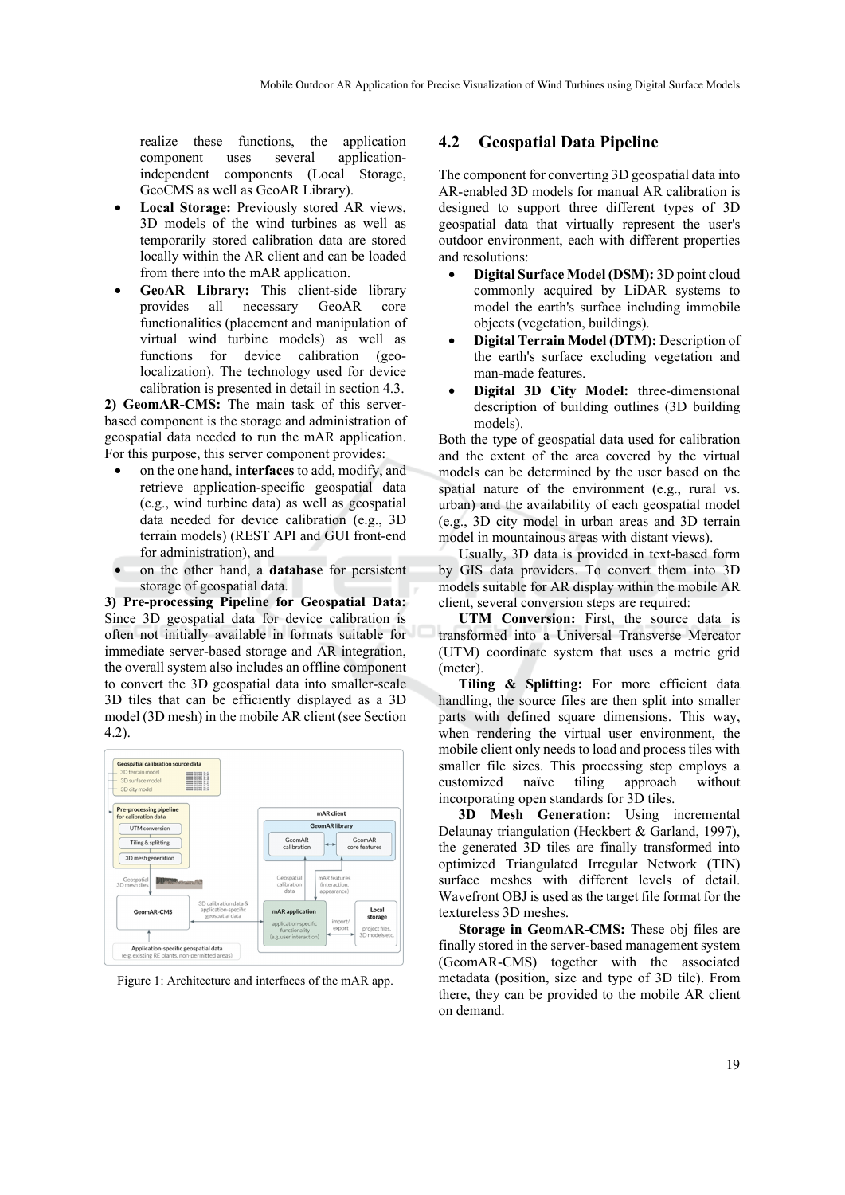realize these functions, the application component uses several application-independent components (Local Storage, GeoCMS as well as GeoAR Library).

- **Local Storage:** Previously stored AR views, 3D models of the wind turbines as well as temporarily stored calibration data are stored locally within the AR client and can be loaded from there into the mAR application.
- **GeoAR Library:** This client-side library provides all necessary GeoAR core functionalities (placement and manipulation of virtual wind turbine models) as well as functions for device calibration (geo-localization). The technology used for device calibration is presented in detail in section 4.3.

**2) GeomAR-CMS:** The main task of this server-based component is the storage and administration of geospatial data needed to run the mAR application. For this purpose, this server component provides:

- on the one hand, **interfaces** to add, modify, and retrieve application-specific geospatial data (e.g., wind turbine data) as well as geospatial data needed for device calibration (e.g., 3D terrain models) (REST API and GUI front-end for administration), and
- on the other hand, a **database** for persistent storage of geospatial data.

**3) Pre-processing Pipeline for Geospatial Data:** Since 3D geospatial data for device calibration is often not initially available in formats suitable for immediate server-based storage and AR integration, the overall system also includes an offline component to convert the 3D geospatial data into smaller-scale 3D tiles that can be efficiently displayed as a 3D model (3D mesh) in the mobile AR client (see Section 4.2).

Figure 1: Architecture and interfaces of the mAR app.

## 4.2 Geospatial Data Pipeline

The component for converting 3D geospatial data into AR-enabled 3D models for manual AR calibration is designed to support three different types of 3D geospatial data that virtually represent the user's outdoor environment, each with different properties and resolutions:

- **Digital Surface Model (DSM):** 3D point cloud commonly acquired by LiDAR systems to model the earth's surface including immobile objects (vegetation, buildings).
- **Digital Terrain Model (DTM):** Description of the earth's surface excluding vegetation and man-made features.
- **Digital 3D City Model:** three-dimensional description of building outlines (3D building models).

Both the type of geospatial data used for calibration and the extent of the area covered by the virtual models can be determined by the user based on the spatial nature of the environment (e.g., rural vs. urban) and the availability of each geospatial model (e.g., 3D city model in urban areas and 3D terrain model in mountainous areas with distant views).

Usually, 3D data is provided in text-based form by GIS data providers. To convert them into 3D models suitable for AR display within the mobile AR client, several conversion steps are required:

**UTM Conversion:** First, the source data is transformed into a Universal Transverse Mercator (UTM) coordinate system that uses a metric grid (meter).

**Tiling & Splitting:** For more efficient data handling, the source files are then split into smaller parts with defined square dimensions. This way, when rendering the virtual user environment, the mobile client only needs to load and process tiles with smaller file sizes. This processing step employs a customized naïve tiling approach without incorporating open standards for 3D tiles.

**3D Mesh Generation:** Using incremental Delaunay triangulation (Heckbert & Garland, 1997), the generated 3D tiles are finally transformed into optimized Triangulated Irregular Network (TIN) surface meshes with different levels of detail. Wavefront OBJ is used as the target file format for the textureless 3D meshes.

**Storage in GeomAR-CMS:** These obj files are finally stored in the server-based management system (GeomAR-CMS) together with the associated metadata (position, size and type of 3D tile). From there, they can be provided to the mobile AR client on demand.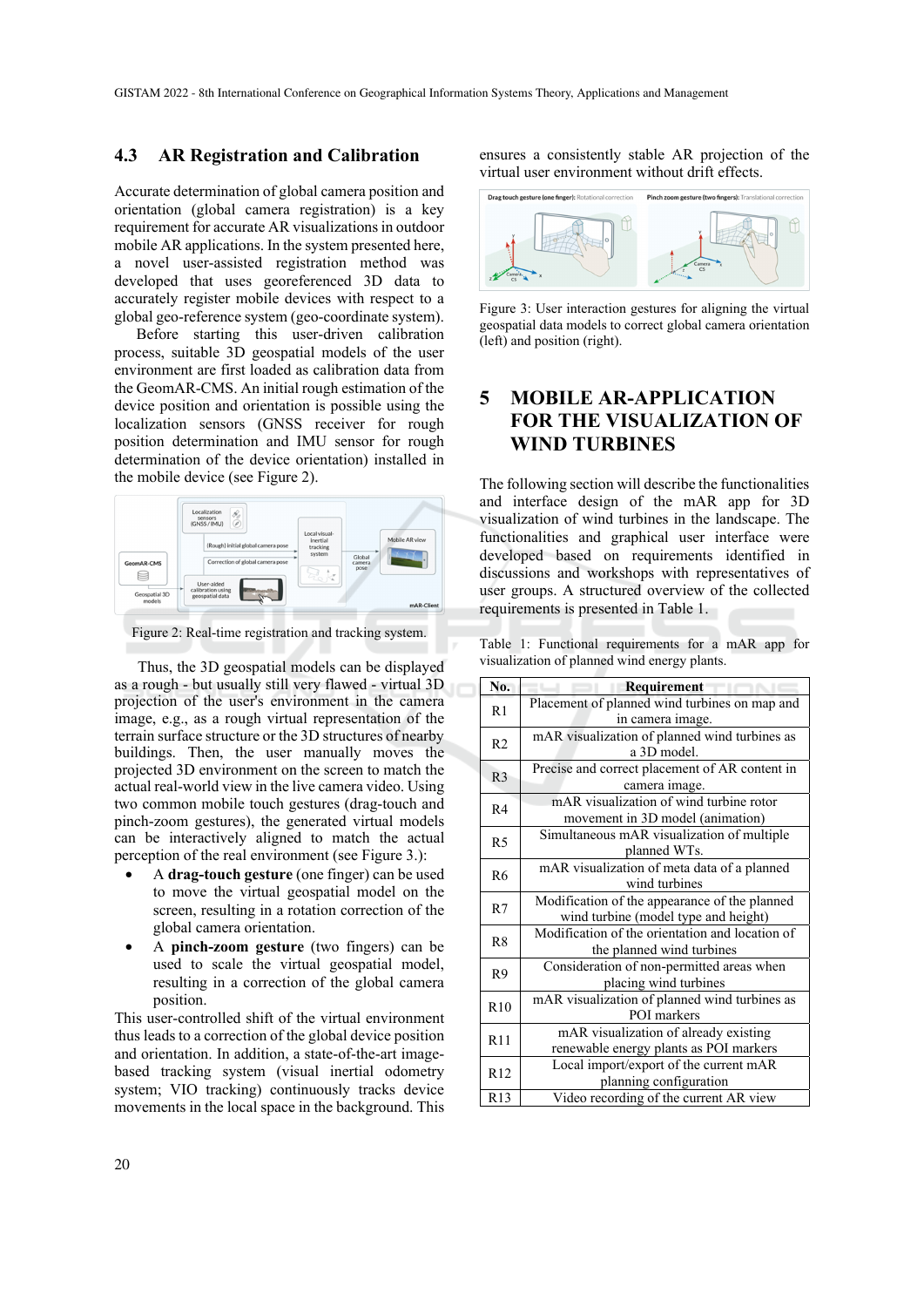### 4.3 AR Registration and Calibration

Accurate determination of global camera position and orientation (global camera registration) is a key requirement for accurate AR visualizations in outdoor mobile AR applications. In the system presented here, a novel user-assisted registration method was developed that uses georeferenced 3D data to accurately register mobile devices with respect to a global geo-reference system (geo-coordinate system).

Before starting this user-driven calibration process, suitable 3D geospatial models of the user environment are first loaded as calibration data from the GeomAR-CMS. An initial rough estimation of the device position and orientation is possible using the localization sensors (GNSS receiver for rough position determination and IMU sensor for rough determination of the device orientation) installed in the mobile device (see Figure 2).

Figure 2: Real-time registration and tracking system.

Thus, the 3D geospatial models can be displayed as a rough - but usually still very flawed - virtual 3D projection of the user's environment in the camera image, e.g., as a rough virtual representation of the terrain surface structure or the 3D structures of nearby buildings. Then, the user manually moves the projected 3D environment on the screen to match the actual real-world view in the live camera video. Using two common mobile touch gestures (drag-touch and pinch-zoom gestures), the generated virtual models can be interactively aligned to match the actual perception of the real environment (see Figure 3.):

- A **drag-touch gesture** (one finger) can be used to move the virtual geospatial model on the screen, resulting in a rotation correction of the global camera orientation.
- A **pinch-zoom gesture** (two fingers) can be used to scale the virtual geospatial model, resulting in a correction of the global camera position.

This user-controlled shift of the virtual environment thus leads to a correction of the global device position and orientation. In addition, a state-of-the-art image-based tracking system (visual inertial odometry system; VIO tracking) continuously tracks device movements in the local space in the background. This ensures a consistently stable AR projection of the virtual user environment without drift effects.

Figure 3: User interaction gestures for aligning the virtual geospatial data models to correct global camera orientation (left) and position (right).

# 5 MOBILE AR-APPLICATION FOR THE VISUALIZATION OF WIND TURBINES

The following section will describe the functionalities and interface design of the mAR app for 3D visualization of wind turbines in the landscape. The functionalities and graphical user interface were developed based on requirements identified in discussions and workshops with representatives of user groups. A structured overview of the collected requirements is presented in Table 1.

Table 1: Functional requirements for a mAR app for visualization of planned wind energy plants.

| No. | Requirement |
|---|---|
| R1 | Placement of planned wind turbines on map and in camera image. |
| R2 | mAR visualization of planned wind turbines as a 3D model. |
| R3 | Precise and correct placement of AR content in camera image. |
| R4 | mAR visualization of wind turbine rotor movement in 3D model (animation) |
| R5 | Simultaneous mAR visualization of multiple planned WTs. |
| R6 | mAR visualization of meta data of a planned wind turbines |
| R7 | Modification of the appearance of the planned wind turbine (model type and height) |
| R8 | Modification of the orientation and location of the planned wind turbines |
| R9 | Consideration of non-permitted areas when placing wind turbines |
| R10 | mAR visualization of planned wind turbines as POI markers |
| R11 | mAR visualization of already existing renewable energy plants as POI markers |
| R12 | Local import/export of the current mAR planning configuration |
| R13 | Video recording of the current AR view |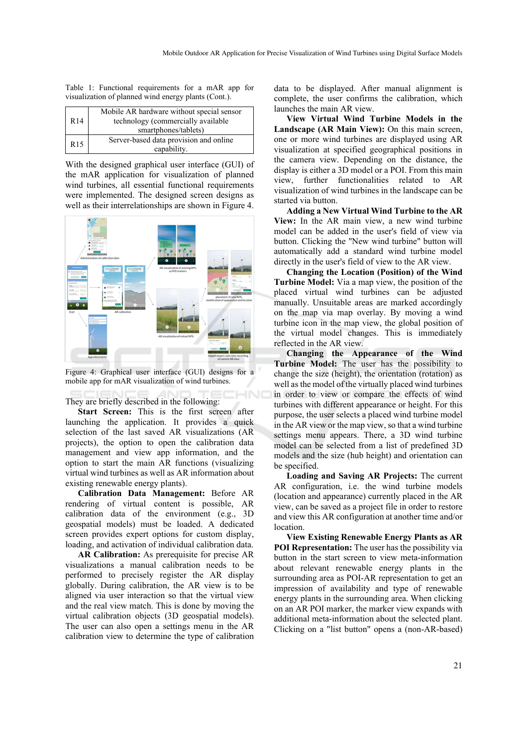Table 1: Functional requirements for a mAR app for visualization of planned wind energy plants (Cont.).

| | |
|---|---|
| R14 | Mobile AR hardware without special sensor technology (commercially available smartphones/tablets) |
| R15 | Server-based data provision and online capability. |

With the designed graphical user interface (GUI) of the mAR application for visualization of planned wind turbines, all essential functional requirements were implemented. The designed screen designs as well as their interrelationships are shown in Figure 4.

Figure 4: Graphical user interface (GUI) designs for a mobile app for mAR visualization of wind turbines.

They are briefly described in the following:

**Start Screen:** This is the first screen after launching the application. It provides a quick selection of the last saved AR visualizations (AR projects), the option to open the calibration data management and view app information, and the option to start the main AR functions (visualizing virtual wind turbines as well as AR information about existing renewable energy plants).

**Calibration Data Management:** Before AR rendering of virtual content is possible, AR calibration data of the environment (e.g., 3D geospatial models) must be loaded. A dedicated screen provides expert options for custom display, loading, and activation of individual calibration data.

**AR Calibration:** As prerequisite for precise AR visualizations a manual calibration needs to be performed to precisely register the AR display globally. During calibration, the AR view is to be aligned via user interaction so that the virtual view and the real view match. This is done by moving the virtual calibration objects (3D geospatial models). The user can also open a settings menu in the AR calibration view to determine the type of calibration data to be displayed. After manual alignment is complete, the user confirms the calibration, which launches the main AR view.

**View Virtual Wind Turbine Models in the Landscape (AR Main View):** On this main screen, one or more wind turbines are displayed using AR visualization at specified geographical positions in the camera view. Depending on the distance, the display is either a 3D model or a POI. From this main view, further functionalities related to AR visualization of wind turbines in the landscape can be started via button.

**Adding a New Virtual Wind Turbine to the AR View:** In the AR main view, a new wind turbine model can be added in the user's field of view via button. Clicking the "New wind turbine" button will automatically add a standard wind turbine model directly in the user's field of view to the AR view.

**Changing the Location (Position) of the Wind Turbine Model:** Via a map view, the position of the placed virtual wind turbines can be adjusted manually. Unsuitable areas are marked accordingly on the map via map overlay. By moving a wind turbine icon in the map view, the global position of the virtual model changes. This is immediately reflected in the AR view.

**Changing the Appearance of the Wind Turbine Model:** The user has the possibility to change the size (height), the orientation (rotation) as well as the model of the virtually placed wind turbines in order to view or compare the effects of wind turbines with different appearance or height. For this purpose, the user selects a placed wind turbine model in the AR view or the map view, so that a wind turbine settings menu appears. There, a 3D wind turbine model can be selected from a list of predefined 3D models and the size (hub height) and orientation can be specified.

**Loading and Saving AR Projects:** The current AR configuration, i.e. the wind turbine models (location and appearance) currently placed in the AR view, can be saved as a project file in order to restore and view this AR configuration at another time and/or location.

**View Existing Renewable Energy Plants as AR POI Representation:** The user has the possibility via button in the start screen to view meta-information about relevant renewable energy plants in the surrounding area as POI-AR representation to get an impression of availability and type of renewable energy plants in the surrounding area. When clicking on an AR POI marker, the marker view expands with additional meta-information about the selected plant. Clicking on a "list button" opens a (non-AR-based)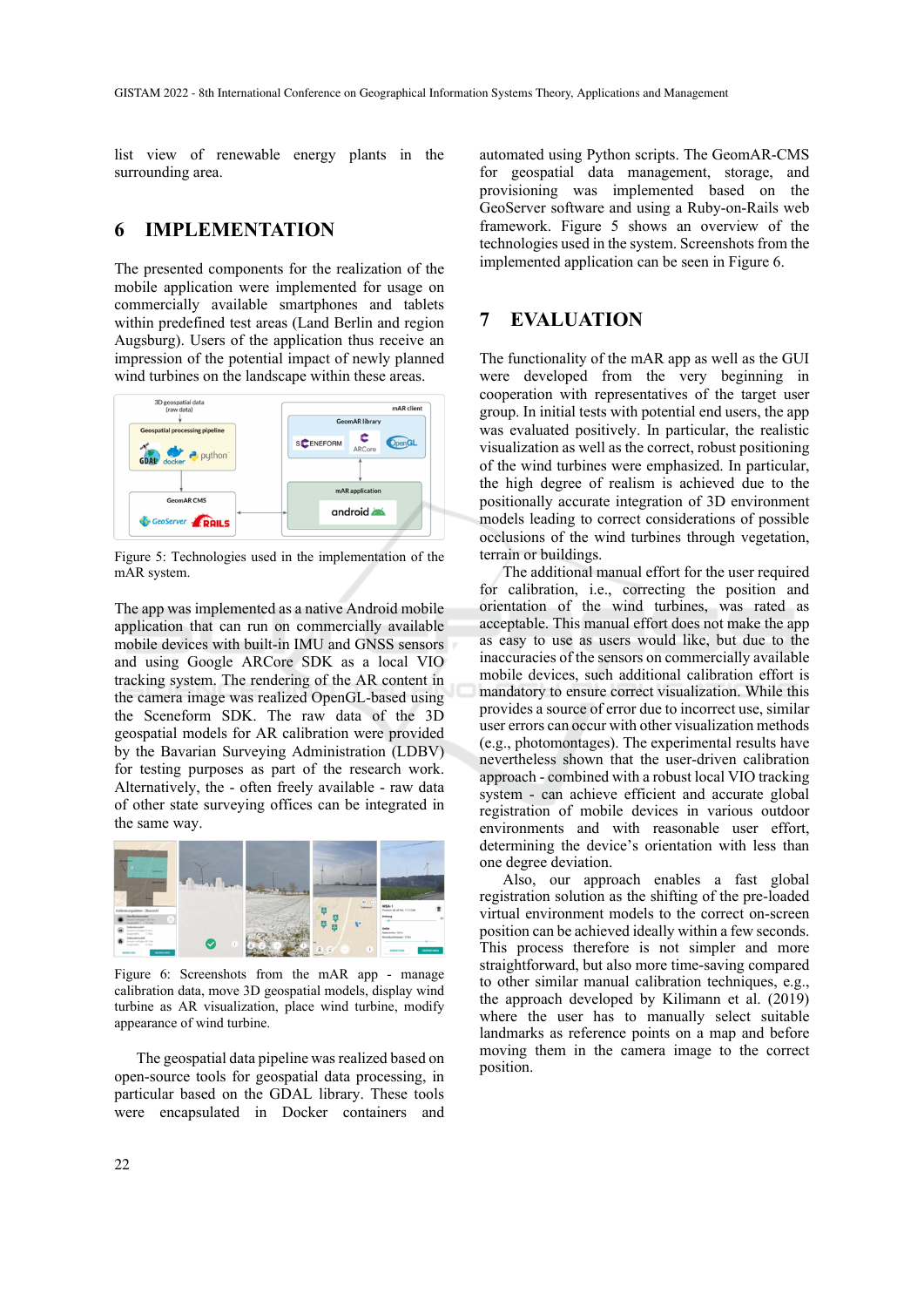list view of renewable energy plants in the surrounding area.

## 6 IMPLEMENTATION

The presented components for the realization of the mobile application were implemented for usage on commercially available smartphones and tablets within predefined test areas (Land Berlin and region Augsburg). Users of the application thus receive an impression of the potential impact of newly planned wind turbines on the landscape within these areas.

Figure 5: Technologies used in the implementation of the mAR system.

The app was implemented as a native Android mobile application that can run on commercially available mobile devices with built-in IMU and GNSS sensors and using Google ARCore SDK as a local VIO tracking system. The rendering of the AR content in the camera image was realized OpenGL-based using the Sceneform SDK. The raw data of the 3D geospatial models for AR calibration were provided by the Bavarian Surveying Administration (LDBV) for testing purposes as part of the research work. Alternatively, the - often freely available - raw data of other state surveying offices can be integrated in the same way.

Figure 6: Screenshots from the mAR app - manage calibration data, move 3D geospatial models, display wind turbine as AR visualization, place wind turbine, modify appearance of wind turbine.

The geospatial data pipeline was realized based on open-source tools for geospatial data processing, in particular based on the GDAL library. These tools were encapsulated in Docker containers and automated using Python scripts. The GeomAR-CMS for geospatial data management, storage, and provisioning was implemented based on the GeoServer software and using a Ruby-on-Rails web framework. Figure 5 shows an overview of the technologies used in the system. Screenshots from the implemented application can be seen in Figure 6.

## 7 EVALUATION

The functionality of the mAR app as well as the GUI were developed from the very beginning in cooperation with representatives of the target user group. In initial tests with potential end users, the app was evaluated positively. In particular, the realistic visualization as well as the correct, robust positioning of the wind turbines were emphasized. In particular, the high degree of realism is achieved due to the positionally accurate integration of 3D environment models leading to correct considerations of possible occlusions of the wind turbines through vegetation, terrain or buildings.

The additional manual effort for the user required for calibration, i.e., correcting the position and orientation of the wind turbines, was rated as acceptable. This manual effort does not make the app as easy to use as users would like, but due to the inaccuracies of the sensors on commercially available mobile devices, such additional calibration effort is mandatory to ensure correct visualization. While this provides a source of error due to incorrect use, similar user errors can occur with other visualization methods (e.g., photomontages). The experimental results have nevertheless shown that the user-driven calibration approach - combined with a robust local VIO tracking system - can achieve efficient and accurate global registration of mobile devices in various outdoor environments and with reasonable user effort, determining the device's orientation with less than one degree deviation.

Also, our approach enables a fast global registration solution as the shifting of the pre-loaded virtual environment models to the correct on-screen position can be achieved ideally within a few seconds. This process therefore is not simpler and more straightforward, but also more time-saving compared to other similar manual calibration techniques, e.g., the approach developed by Kilimann et al. (2019) where the user has to manually select suitable landmarks as reference points on a map and before moving them in the camera image to the correct position.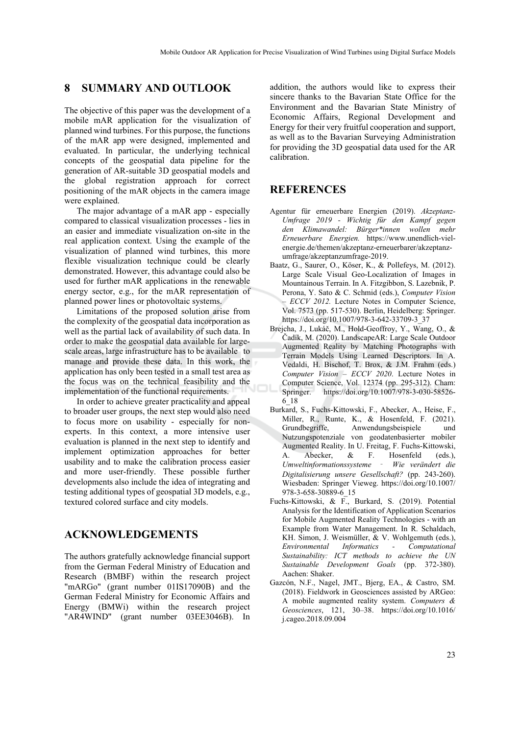## 8 SUMMARY AND OUTLOOK

The objective of this paper was the development of a mobile mAR application for the visualization of planned wind turbines. For this purpose, the functions of the mAR app were designed, implemented and evaluated. In particular, the underlying technical concepts of the geospatial data pipeline for the generation of AR-suitable 3D geospatial models and the global registration approach for correct positioning of the mAR objects in the camera image were explained.

The major advantage of a mAR app - especially compared to classical visualization processes - lies in an easier and immediate visualization on-site in the real application context. Using the example of the visualization of planned wind turbines, this more flexible visualization technique could be clearly demonstrated. However, this advantage could also be used for further mAR applications in the renewable energy sector, e.g., for the mAR representation of planned power lines or photovoltaic systems.

Limitations of the proposed solution arise from the complexity of the geospatial data incorporation as well as the partial lack of availability of such data. In order to make the geospatial data available for large-scale areas, large infrastructure has to be available to manage and provide these data. In this work, the application has only been tested in a small test area as the focus was on the technical feasibility and the implementation of the functional requirements.

In order to achieve greater practicality and appeal to broader user groups, the next step would also need to focus more on usability - especially for non-experts. In this context, a more intensive user evaluation is planned in the next step to identify and implement optimization approaches for better usability and to make the calibration process easier and more user-friendly. These possible further developments also include the idea of integrating and testing additional types of geospatial 3D models, e.g., textured colored surface and city models.

## ACKNOWLEDGEMENTS

The authors gratefully acknowledge financial support from the German Federal Ministry of Education and Research (BMBF) within the research project "mARGo" (grant number 01IS17090B) and the German Federal Ministry for Economic Affairs and Energy (BMWi) within the research project "AR4WIND" (grant number 03EE3046B). In addition, the authors would like to express their sincere thanks to the Bavarian State Office for the Environment and the Bavarian State Ministry of Economic Affairs, Regional Development and Energy for their very fruitful cooperation and support, as well as to the Bavarian Surveying Administration for providing the 3D geospatial data used for the AR calibration.

## REFERENCES

Agentur für erneuerbare Energien (2019). *Akzeptanz-Umfrage 2019 - Wichtig für den Kampf gegen den Klimawandel: Bürger\*innen wollen mehr Erneuerbare Energien.* https://www.unendlich-viel-energie.de/themen/akzeptanz-erneuerbarer/akzeptanz-umfrage/akzeptanzumfrage-2019.

Baatz, G., Saurer, O., Köser, K., & Pollefeys, M. (2012). Large Scale Visual Geo-Localization of Images in Mountainous Terrain. In A. Fitzgibbon, S. Lazebnik, P. Perona, Y. Sato & C. Schmid (eds.), *Computer Vision – ECCV 2012.* Lecture Notes in Computer Science, Vol. 7573 (pp. 517-530). Berlin, Heidelberg: Springer. https://doi.org/10.1007/978-3-642-33709-3_37

Brejcha, J., Lukáč, M., Hold-Geoffroy, Y., Wang, O., & Čadík, M. (2020). LandscapeAR: Large Scale Outdoor Augmented Reality by Matching Photographs with Terrain Models Using Learned Descriptors. In A. Vedaldi, H. Bischof, T. Brox, & J.M. Frahm (eds.) *Computer Vision – ECCV 2020*. Lecture Notes in Computer Science, Vol. 12374 (pp. 295-312). Cham: Springer. https://doi.org/10.1007/978-3-030-58526-6_18

Burkard, S., Fuchs-Kittowski, F., Abecker, A., Heise, F., Miller, R., Runte, K., & Hosenfeld, F. (2021). Grundbegriffe, Anwendungsbeispiele und Nutzungspotenziale von geodatenbasierter mobiler Augmented Reality. In U. Freitag, F. Fuchs-Kittowski, A. Abecker, & F. Hosenfeld (eds.), *Umweltinformationssysteme - Wie verändert die Digitalisierung unsere Gesellschaft?* (pp. 243-260). Wiesbaden: Springer Vieweg. https://doi.org/10.1007/978-3-658-30889-6_15

Fuchs-Kittowski, & F., Burkard, S. (2019). Potential Analysis for the Identification of Application Scenarios for Mobile Augmented Reality Technologies - with an Example from Water Management. In R. Schaldach, KH. Simon, J. Weismüller, & V. Wohlgemuth (eds.), *Environmental Informatics - Computational Sustainability: ICT methods to achieve the UN Sustainable Development Goals* (pp. 372-380). Aachen: Shaker.

Gazcón, N.F., Nagel, JMT., Bjerg, EA., & Castro, SM. (2018). Fieldwork in Geosciences assisted by ARGeo: A mobile augmented reality system. *Computers & Geosciences*, 121, 30–38. https://doi.org/10.1016/j.cageo.2018.09.004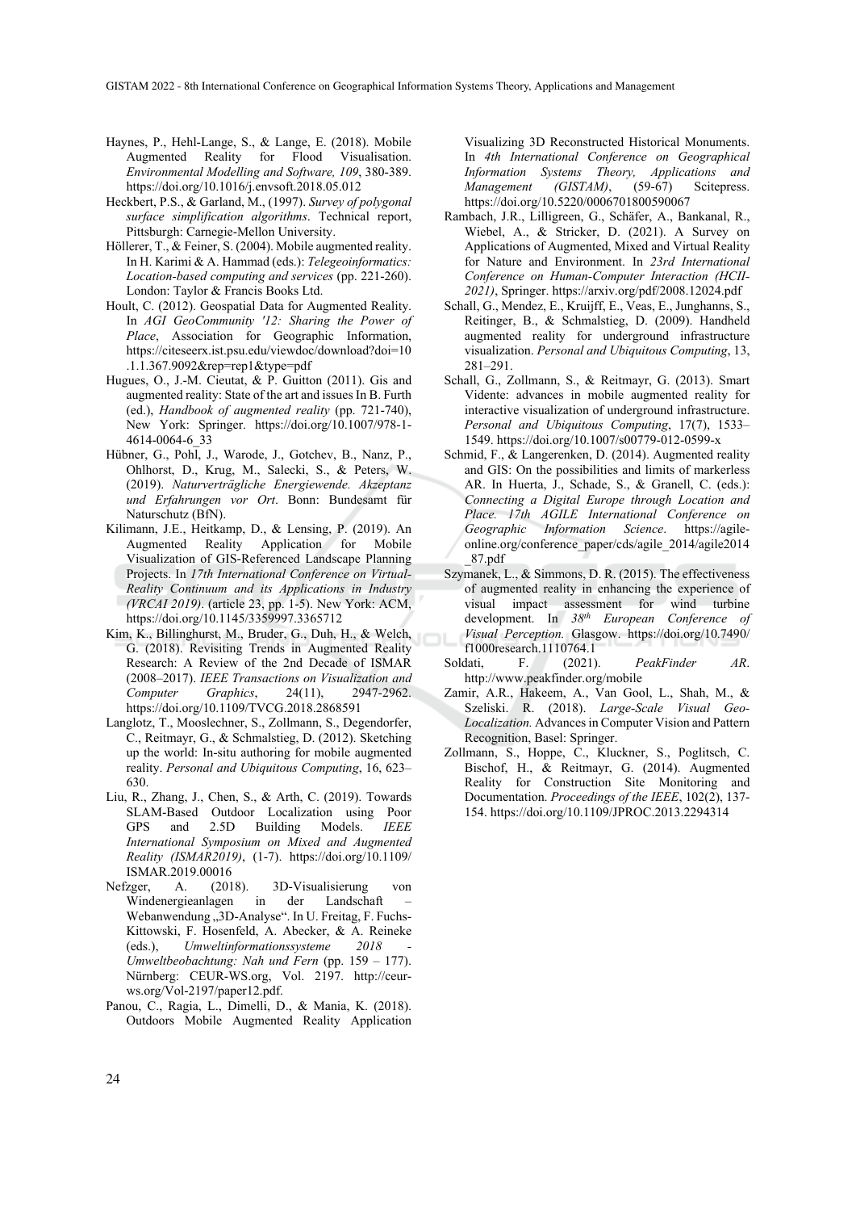Haynes, P., Hehl-Lange, S., & Lange, E. (2018). Mobile Augmented Reality for Flood Visualisation. *Environmental Modelling and Software, 109*, 380-389. https://doi.org/10.1016/j.envsoft.2018.05.012

Heckbert, P.S., & Garland, M., (1997). *Survey of polygonal surface simplification algorithms*. Technical report, Pittsburgh: Carnegie-Mellon University.

Höllerer, T., & Feiner, S. (2004). Mobile augmented reality. In H. Karimi & A. Hammad (eds.): *Telegeoinformatics: Location-based computing and services* (pp. 221-260). London: Taylor & Francis Books Ltd.

Hoult, C. (2012). Geospatial Data for Augmented Reality. In *AGI GeoCommunity '12: Sharing the Power of Place*, Association for Geographic Information, https://citeseerx.ist.psu.edu/viewdoc/download?doi=10.1.1.367.9092&rep=rep1&type=pdf

Hugues, O., J.-M. Cieutat, & P. Guitton (2011). Gis and augmented reality: State of the art and issues In B. Furth (ed.), *Handbook of augmented reality* (pp. 721-740), New York: Springer. https://doi.org/10.1007/978-1-4614-0064-6_33

Hübner, G., Pohl, J., Warode, J., Gotchev, B., Nanz, P., Ohlhorst, D., Krug, M., Salecki, S., & Peters, W. (2019). *Naturverträgliche Energiewende. Akzeptanz und Erfahrungen vor Ort*. Bonn: Bundesamt für Naturschutz (BfN).

Kilimann, J.E., Heitkamp, D., & Lensing, P. (2019). An Augmented Reality Application for Mobile Visualization of GIS-Referenced Landscape Planning Projects. In *17th International Conference on Virtual-Reality Continuum and its Applications in Industry (VRCAI 2019)*. (article 23, pp. 1-5). New York: ACM, https://doi.org/10.1145/3359997.3365712

Kim, K., Billinghurst, M., Bruder, G., Duh, H., & Welch, G. (2018). Revisiting Trends in Augmented Reality Research: A Review of the 2nd Decade of ISMAR (2008–2017). *IEEE Transactions on Visualization and Computer Graphics*, 24(11), 2947-2962. https://doi.org/10.1109/TVCG.2018.2868591

Langlotz, T., Mooslechner, S., Zollmann, S., Degendorfer, C., Reitmayr, G., & Schmalstieg, D. (2012). Sketching up the world: In-situ authoring for mobile augmented reality. *Personal and Ubiquitous Computing*, 16, 623–630.

Liu, R., Zhang, J., Chen, S., & Arth, C. (2019). Towards SLAM-Based Outdoor Localization using Poor GPS and 2.5D Building Models. *IEEE International Symposium on Mixed and Augmented Reality (ISMAR2019)*, (1-7). https://doi.org/10.1109/ISMAR.2019.00016

Nefzger, A. (2018). 3D-Visualisierung von Windenergieanlagen in der Landschaft – Webanwendung „3D-Analyse". In U. Freitag, F. Fuchs-Kittowski, F. Hosenfeld, A. Abecker, & A. Reineke (eds.), *Umweltinformationssysteme 2018 - Umweltbeobachtung: Nah und Fern* (pp. 159 – 177). Nürnberg: CEUR-WS.org, Vol. 2197. http://ceur-ws.org/Vol-2197/paper12.pdf.

Panou, C., Ragia, L., Dimelli, D., & Mania, K. (2018). Outdoors Mobile Augmented Reality Application Visualizing 3D Reconstructed Historical Monuments. In *4th International Conference on Geographical Information Systems Theory, Applications and Management (GISTAM)*, (59-67) Scitepress. https://doi.org/10.5220/0006701800590067

Rambach, J.R., Lilligreen, G., Schäfer, A., Bankanal, R., Wiebel, A., & Stricker, D. (2021). A Survey on Applications of Augmented, Mixed and Virtual Reality for Nature and Environment. In *23rd International Conference on Human-Computer Interaction (HCII-2021)*, Springer. https://arxiv.org/pdf/2008.12024.pdf

Schall, G., Mendez, E., Kruijff, E., Veas, E., Junghanns, S., Reitinger, B., & Schmalstieg, D. (2009). Handheld augmented reality for underground infrastructure visualization. *Personal and Ubiquitous Computing*, 13, 281–291.

Schall, G., Zollmann, S., & Reitmayr, G. (2013). Smart Vidente: advances in mobile augmented reality for interactive visualization of underground infrastructure. *Personal and Ubiquitous Computing*, 17(7), 1533–1549. https://doi.org/10.1007/s00779-012-0599-x

Schmid, F., & Langerenken, D. (2014). Augmented reality and GIS: On the possibilities and limits of markerless AR. In Huerta, J., Schade, S., & Granell, C. (eds.): *Connecting a Digital Europe through Location and Place. 17th AGILE International Conference on Geographic Information Science*. https://agile-online.org/conference_paper/cds/agile_2014/agile2014_87.pdf

Szymanek, L., & Simmons, D. R. (2015). The effectiveness of augmented reality in enhancing the experience of visual impact assessment for wind turbine development. In *38th European Conference of Visual Perception.* Glasgow. https://doi.org/10.7490/f1000research.1110764.1

Soldati, F. (2021). *PeakFinder AR*. http://www.peakfinder.org/mobile

Zamir, A.R., Hakeem, A., Van Gool, L., Shah, M., & Szeliski. R. (2018). *Large-Scale Visual Geo-Localization.* Advances in Computer Vision and Pattern Recognition, Basel: Springer.

Zollmann, S., Hoppe, C., Kluckner, S., Poglitsch, C. Bischof, H., & Reitmayr, G. (2014). Augmented Reality for Construction Site Monitoring and Documentation. *Proceedings of the IEEE*, 102(2), 137-154. https://doi.org/10.1109/JPROC.2013.2294314